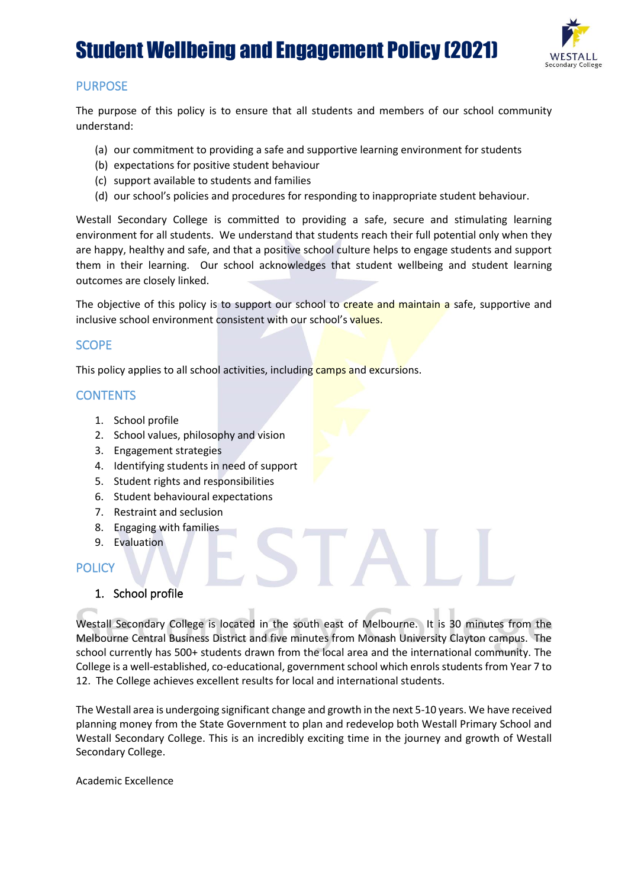# Student Wellbeing and Engagement Policy (2021)

## PURPOSE

The purpose of this policy is to ensure that all students and members of our school community understand:

(a) our commitment to providing a safe and supportive learning environment for students
(b) expectations for positive student behaviour
(c) support available to students and families
(d) our school's policies and procedures for responding to inappropriate student behaviour.

Westall Secondary College is committed to providing a safe, secure and stimulating learning environment for all students. We understand that students reach their full potential only when they are happy, healthy and safe, and that a positive school culture helps to engage students and support them in their learning. Our school acknowledges that student wellbeing and student learning outcomes are closely linked.

The objective of this policy is to support our school to create and maintain a safe, supportive and inclusive school environment consistent with our school's values.

## SCOPE

This policy applies to all school activities, including camps and excursions.

## CONTENTS

1. School profile
2. School values, philosophy and vision
3. Engagement strategies
4. Identifying students in need of support
5. Student rights and responsibilities
6. Student behavioural expectations
7. Restraint and seclusion
8. Engaging with families
9. Evaluation

## POLICY

### 1. School profile

Westall Secondary College is located in the south east of Melbourne. It is 30 minutes from the Melbourne Central Business District and five minutes from Monash University Clayton campus. The school currently has 500+ students drawn from the local area and the international community. The College is a well-established, co-educational, government school which enrols students from Year 7 to 12. The College achieves excellent results for local and international students.

The Westall area is undergoing significant change and growth in the next 5-10 years. We have received planning money from the State Government to plan and redevelop both Westall Primary School and Westall Secondary College. This is an incredibly exciting time in the journey and growth of Westall Secondary College.

Academic Excellence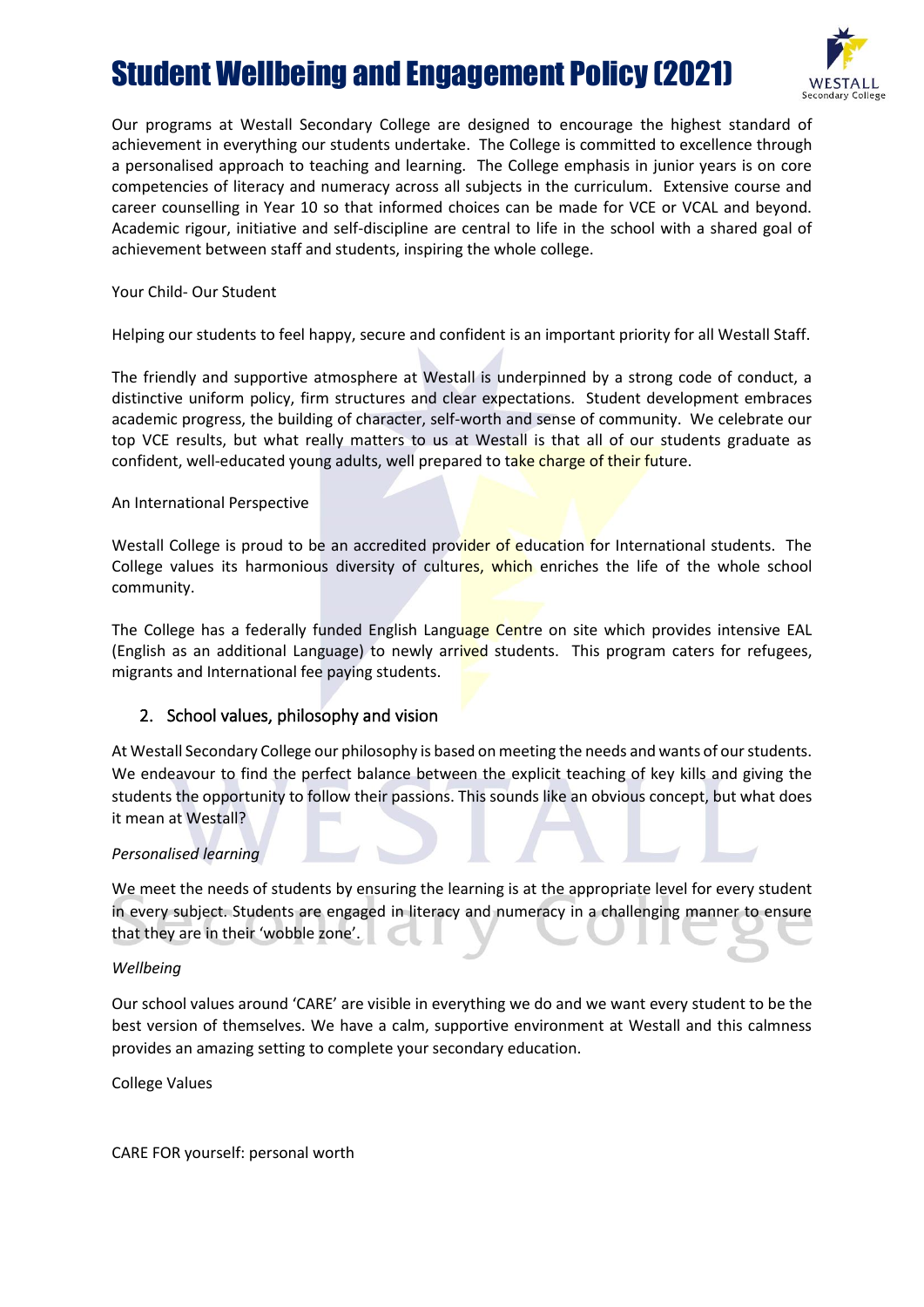Our programs at Westall Secondary College are designed to encourage the highest standard of achievement in everything our students undertake. The College is committed to excellence through a personalised approach to teaching and learning. The College emphasis in junior years is on core competencies of literacy and numeracy across all subjects in the curriculum. Extensive course and career counselling in Year 10 so that informed choices can be made for VCE or VCAL and beyond. Academic rigour, initiative and self-discipline are central to life in the school with a shared goal of achievement between staff and students, inspiring the whole college.

Your Child- Our Student

Helping our students to feel happy, secure and confident is an important priority for all Westall Staff.

The friendly and supportive atmosphere at Westall is underpinned by a strong code of conduct, a distinctive uniform policy, firm structures and clear expectations. Student development embraces academic progress, the building of character, self-worth and sense of community. We celebrate our top VCE results, but what really matters to us at Westall is that all of our students graduate as confident, well-educated young adults, well prepared to take charge of their future.

An International Perspective

Westall College is proud to be an accredited provider of education for International students. The College values its harmonious diversity of cultures, which enriches the life of the whole school community.

The College has a federally funded English Language Centre on site which provides intensive EAL (English as an additional Language) to newly arrived students. This program caters for refugees, migrants and International fee paying students.

## 2. School values, philosophy and vision

At Westall Secondary College our philosophy is based on meeting the needs and wants of our students. We endeavour to find the perfect balance between the explicit teaching of key kills and giving the students the opportunity to follow their passions. This sounds like an obvious concept, but what does it mean at Westall?

*Personalised learning*

We meet the needs of students by ensuring the learning is at the appropriate level for every student in every subject. Students are engaged in literacy and numeracy in a challenging manner to ensure that they are in their 'wobble zone'.

*Wellbeing*

Our school values around 'CARE' are visible in everything we do and we want every student to be the best version of themselves. We have a calm, supportive environment at Westall and this calmness provides an amazing setting to complete your secondary education.

College Values

CARE FOR yourself: personal worth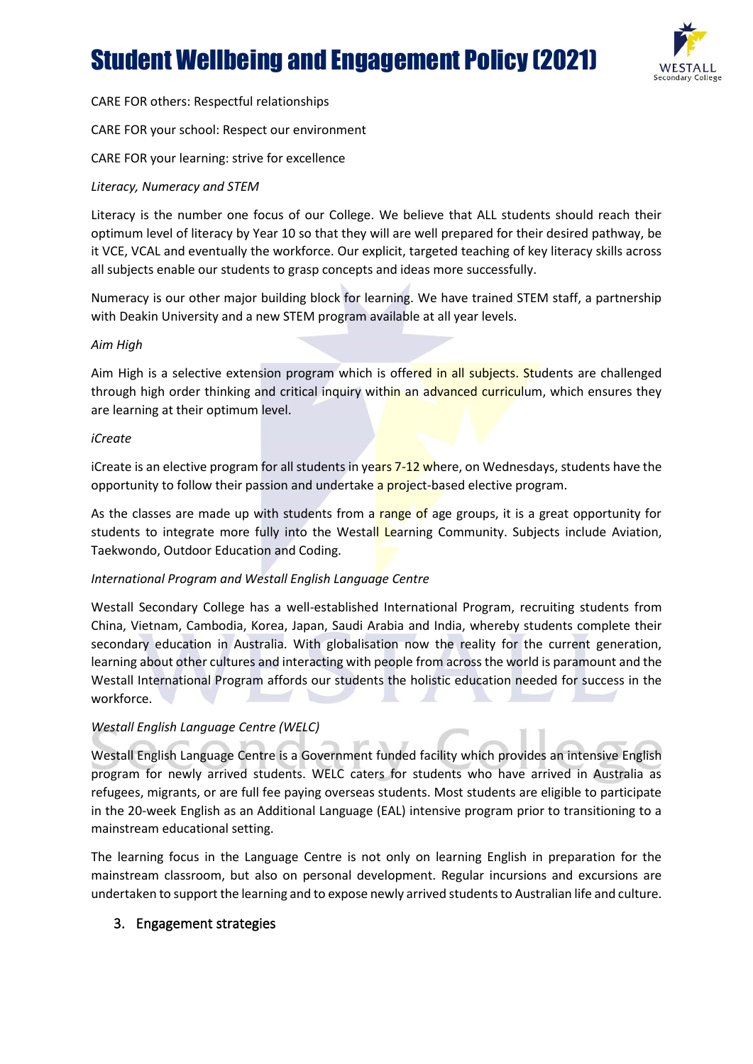CARE FOR others: Respectful relationships

CARE FOR your school: Respect our environment

CARE FOR your learning: strive for excellence

*Literacy, Numeracy and STEM*

Literacy is the number one focus of our College. We believe that ALL students should reach their optimum level of literacy by Year 10 so that they will are well prepared for their desired pathway, be it VCE, VCAL and eventually the workforce. Our explicit, targeted teaching of key literacy skills across all subjects enable our students to grasp concepts and ideas more successfully.

Numeracy is our other major building block for learning. We have trained STEM staff, a partnership with Deakin University and a new STEM program available at all year levels.

*Aim High*

Aim High is a selective extension program which is offered in all subjects. Students are challenged through high order thinking and critical inquiry within an advanced curriculum, which ensures they are learning at their optimum level.

*iCreate*

iCreate is an elective program for all students in years 7-12 where, on Wednesdays, students have the opportunity to follow their passion and undertake a project-based elective program.

As the classes are made up with students from a range of age groups, it is a great opportunity for students to integrate more fully into the Westall Learning Community. Subjects include Aviation, Taekwondo, Outdoor Education and Coding.

*International Program and Westall English Language Centre*

Westall Secondary College has a well-established International Program, recruiting students from China, Vietnam, Cambodia, Korea, Japan, Saudi Arabia and India, whereby students complete their secondary education in Australia. With globalisation now the reality for the current generation, learning about other cultures and interacting with people from across the world is paramount and the Westall International Program affords our students the holistic education needed for success in the workforce.

*Westall English Language Centre (WELC)*

Westall English Language Centre is a Government funded facility which provides an intensive English program for newly arrived students. WELC caters for students who have arrived in Australia as refugees, migrants, or are full fee paying overseas students. Most students are eligible to participate in the 20-week English as an Additional Language (EAL) intensive program prior to transitioning to a mainstream educational setting.

The learning focus in the Language Centre is not only on learning English in preparation for the mainstream classroom, but also on personal development. Regular incursions and excursions are undertaken to support the learning and to expose newly arrived students to Australian life and culture.

## 3. Engagement strategies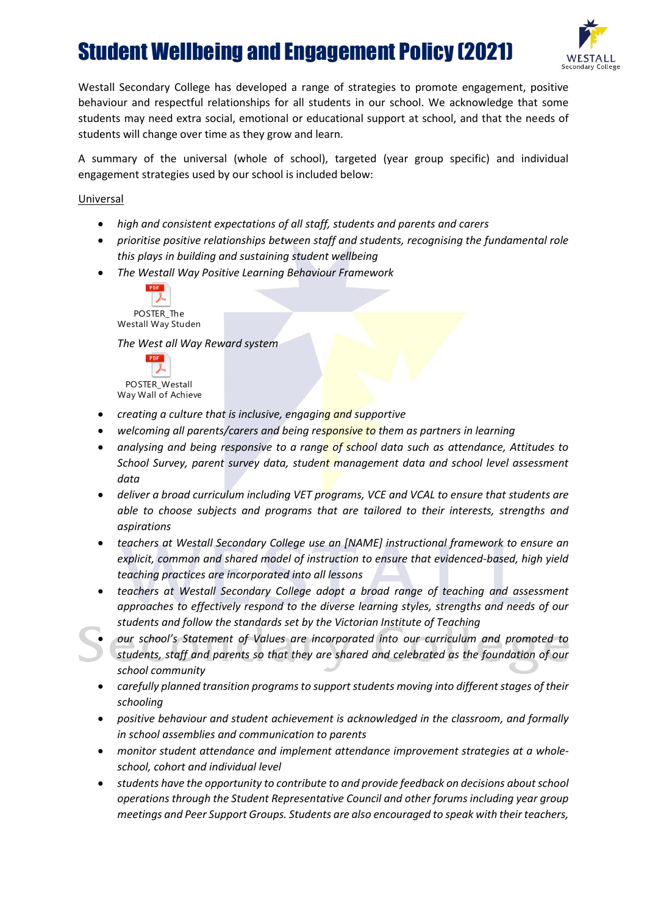# Student Wellbeing and Engagement Policy (2021)

Westall Secondary College has developed a range of strategies to promote engagement, positive behaviour and respectful relationships for all students in our school. We acknowledge that some students may need extra social, emotional or educational support at school, and that the needs of students will change over time as they grow and learn.

A summary of the universal (whole of school), targeted (year group specific) and individual engagement strategies used by our school is included below:

Universal

- *high and consistent expectations of all staff, students and parents and carers*
- *prioritise positive relationships between staff and students, recognising the fundamental role this plays in building and sustaining student wellbeing*
- *The Westall Way Positive Learning Behaviour Framework*

  POSTER_The Westall Way Studen

  *The West all Way Reward system*

  POSTER_Westall Way Wall of Achieve
- *creating a culture that is inclusive, engaging and supportive*
- *welcoming all parents/carers and being responsive to them as partners in learning*
- *analysing and being responsive to a range of school data such as attendance, Attitudes to School Survey, parent survey data, student management data and school level assessment data*
- *deliver a broad curriculum including VET programs, VCE and VCAL to ensure that students are able to choose subjects and programs that are tailored to their interests, strengths and aspirations*
- *teachers at Westall Secondary College use an [NAME] instructional framework to ensure an explicit, common and shared model of instruction to ensure that evidenced-based, high yield teaching practices are incorporated into all lessons*
- *teachers at Westall Secondary College adopt a broad range of teaching and assessment approaches to effectively respond to the diverse learning styles, strengths and needs of our students and follow the standards set by the Victorian Institute of Teaching*
- *our school's Statement of Values are incorporated into our curriculum and promoted to students, staff and parents so that they are shared and celebrated as the foundation of our school community*
- *carefully planned transition programs to support students moving into different stages of their schooling*
- *positive behaviour and student achievement is acknowledged in the classroom, and formally in school assemblies and communication to parents*
- *monitor student attendance and implement attendance improvement strategies at a whole-school, cohort and individual level*
- *students have the opportunity to contribute to and provide feedback on decisions about school operations through the Student Representative Council and other forums including year group meetings and Peer Support Groups. Students are also encouraged to speak with their teachers,*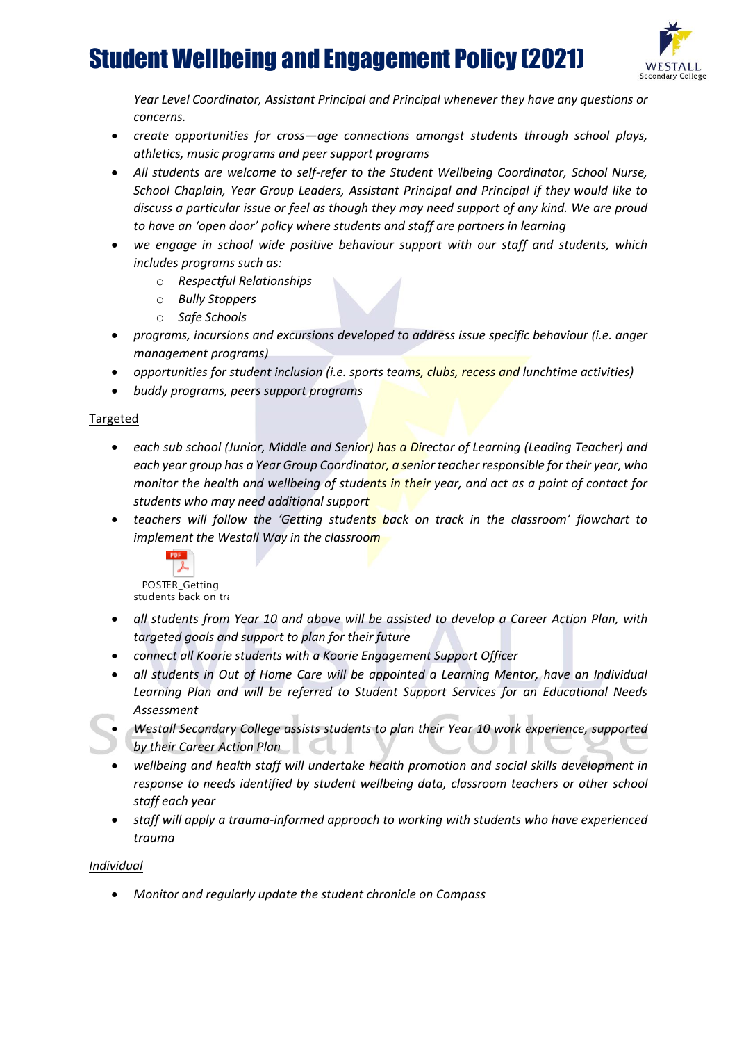*Year Level Coordinator, Assistant Principal and Principal whenever they have any questions or concerns.*

- *create opportunities for cross—age connections amongst students through school plays, athletics, music programs and peer support programs*
- *All students are welcome to self-refer to the Student Wellbeing Coordinator, School Nurse, School Chaplain, Year Group Leaders, Assistant Principal and Principal if they would like to discuss a particular issue or feel as though they may need support of any kind. We are proud to have an 'open door' policy where students and staff are partners in learning*
- *we engage in school wide positive behaviour support with our staff and students, which includes programs such as:*
  - *Respectful Relationships*
  - *Bully Stoppers*
  - *Safe Schools*
- *programs, incursions and excursions developed to address issue specific behaviour (i.e. anger management programs)*
- *opportunities for student inclusion (i.e. sports teams, clubs, recess and lunchtime activities)*
- *buddy programs, peers support programs*

<u>Targeted</u>

- *each sub school (Junior, Middle and Senior) has a Director of Learning (Leading Teacher) and each year group has a Year Group Coordinator, a senior teacher responsible for their year, who monitor the health and wellbeing of students in their year, and act as a point of contact for students who may need additional support*
- *teachers will follow the 'Getting students back on track in the classroom' flowchart to implement the Westall Way in the classroom*

  POSTER_Getting students back on tra

- *all students from Year 10 and above will be assisted to develop a Career Action Plan, with targeted goals and support to plan for their future*
- *connect all Koorie students with a Koorie Engagement Support Officer*
- *all students in Out of Home Care will be appointed a Learning Mentor, have an Individual Learning Plan and will be referred to Student Support Services for an Educational Needs Assessment*
- *Westall Secondary College assists students to plan their Year 10 work experience, supported by their Career Action Plan*
- *wellbeing and health staff will undertake health promotion and social skills development in response to needs identified by student wellbeing data, classroom teachers or other school staff each year*
- *staff will apply a trauma-informed approach to working with students who have experienced trauma*

<u>Individual</u>

- *Monitor and regularly update the student chronicle on Compass*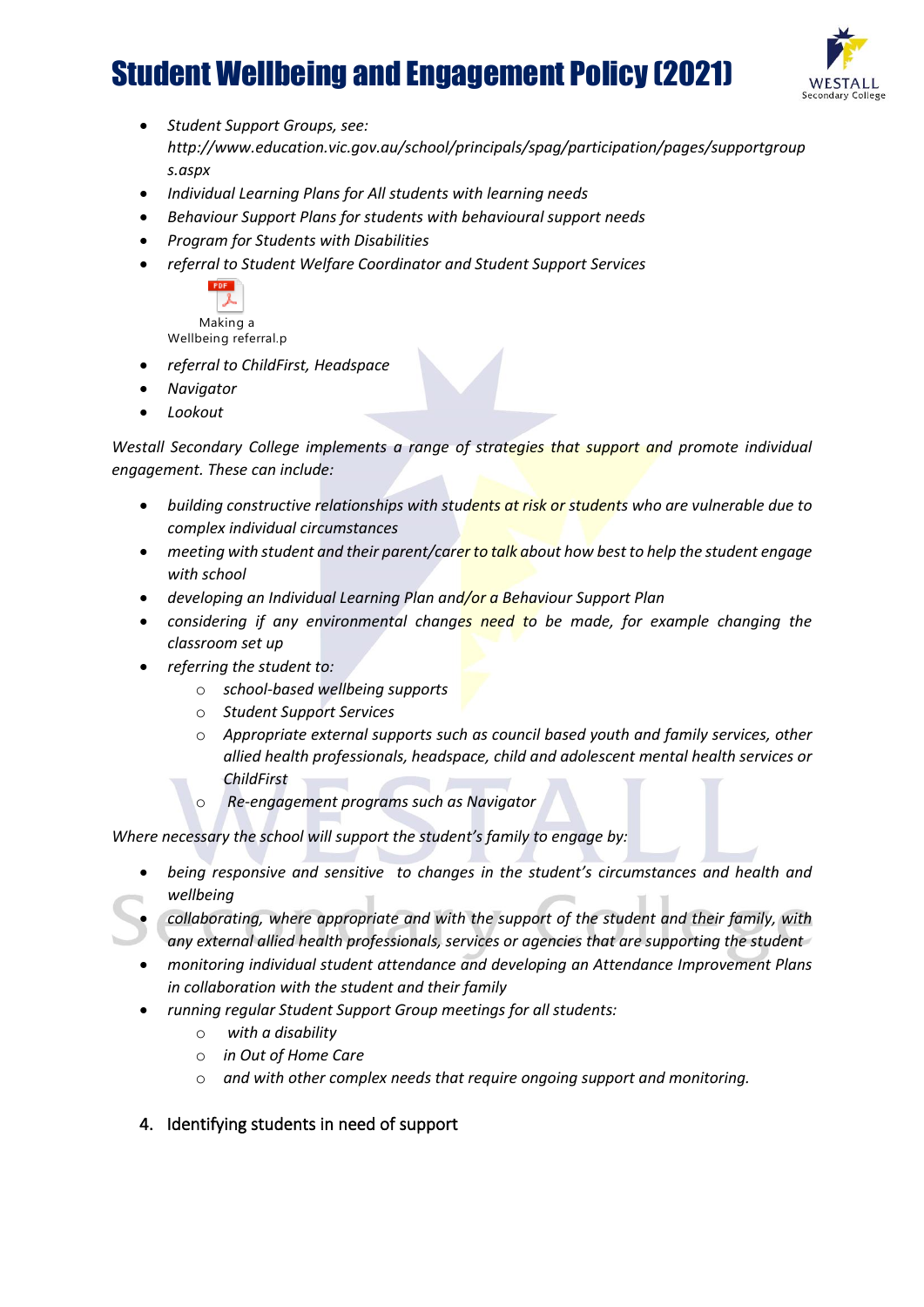- *Student Support Groups, see: http://www.education.vic.gov.au/school/principals/spag/participation/pages/supportgroups.aspx*
- *Individual Learning Plans for All students with learning needs*
- *Behaviour Support Plans for students with behavioural support needs*
- *Program for Students with Disabilities*
- *referral to Student Welfare Coordinator and Student Support Services*

Making a Wellbeing referral.p

- *referral to ChildFirst, Headspace*
- *Navigator*
- *Lookout*

*Westall Secondary College implements a range of strategies that support and promote individual engagement. These can include:*

- *building constructive relationships with students at risk or students who are vulnerable due to complex individual circumstances*
- *meeting with student and their parent/carer to talk about how best to help the student engage with school*
- *developing an Individual Learning Plan and/or a Behaviour Support Plan*
- *considering if any environmental changes need to be made, for example changing the classroom set up*
- *referring the student to:*
    - *school-based wellbeing supports*
    - *Student Support Services*
    - *Appropriate external supports such as council based youth and family services, other allied health professionals, headspace, child and adolescent mental health services or ChildFirst*
    - *Re-engagement programs such as Navigator*

*Where necessary the school will support the student's family to engage by:*

- *being responsive and sensitive to changes in the student's circumstances and health and wellbeing*
- *collaborating, where appropriate and with the support of the student and their family, with any external allied health professionals, services or agencies that are supporting the student*
- *monitoring individual student attendance and developing an Attendance Improvement Plans in collaboration with the student and their family*
- *running regular Student Support Group meetings for all students:*
    - *with a disability*
    - *in Out of Home Care*
    - *and with other complex needs that require ongoing support and monitoring.*

## 4. Identifying students in need of support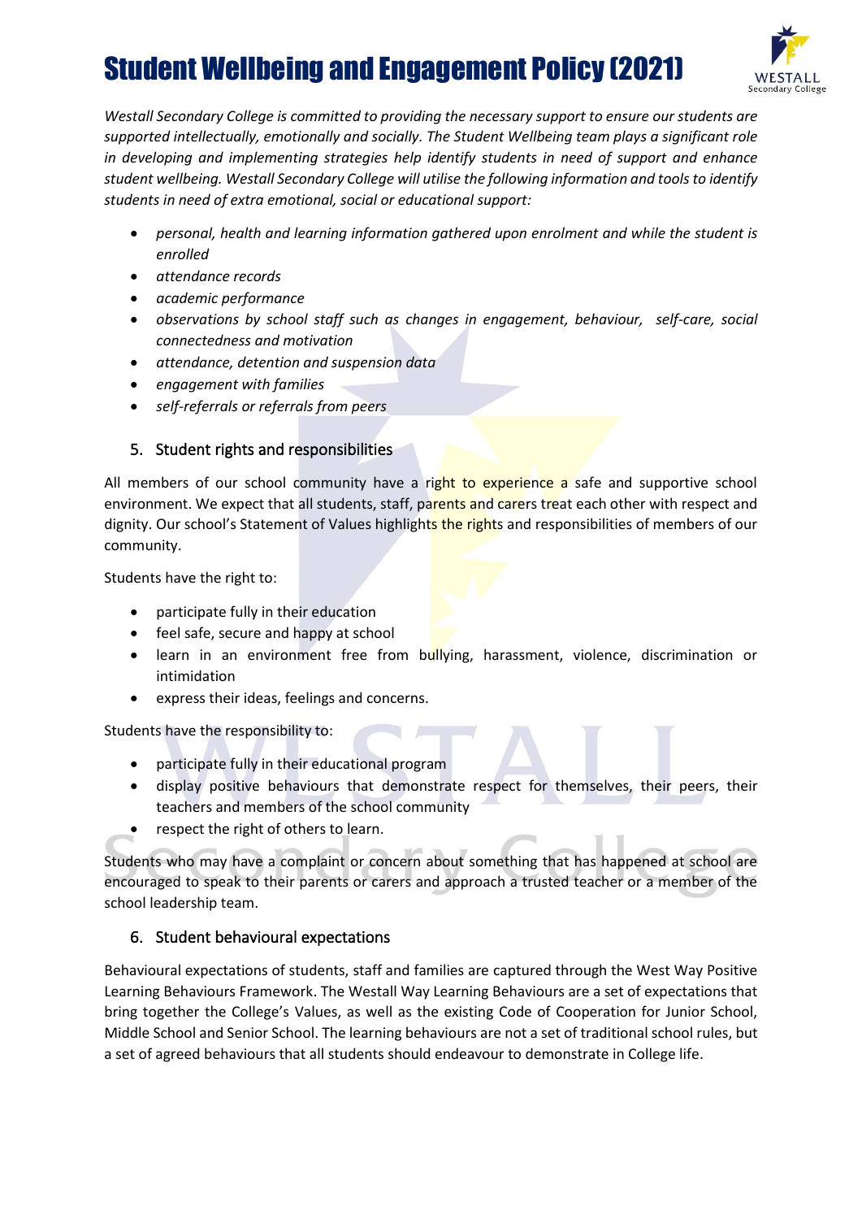*Westall Secondary College is committed to providing the necessary support to ensure our students are supported intellectually, emotionally and socially. The Student Wellbeing team plays a significant role in developing and implementing strategies help identify students in need of support and enhance student wellbeing. Westall Secondary College will utilise the following information and tools to identify students in need of extra emotional, social or educational support:*

- *personal, health and learning information gathered upon enrolment and while the student is enrolled*
- *attendance records*
- *academic performance*
- *observations by school staff such as changes in engagement, behaviour, self-care, social connectedness and motivation*
- *attendance, detention and suspension data*
- *engagement with families*
- *self-referrals or referrals from peers*

## 5. Student rights and responsibilities

All members of our school community have a right to experience a safe and supportive school environment. We expect that all students, staff, parents and carers treat each other with respect and dignity. Our school's Statement of Values highlights the rights and responsibilities of members of our community.

Students have the right to:

- participate fully in their education
- feel safe, secure and happy at school
- learn in an environment free from bullying, harassment, violence, discrimination or intimidation
- express their ideas, feelings and concerns.

Students have the responsibility to:

- participate fully in their educational program
- display positive behaviours that demonstrate respect for themselves, their peers, their teachers and members of the school community
- respect the right of others to learn.

Students who may have a complaint or concern about something that has happened at school are encouraged to speak to their parents or carers and approach a trusted teacher or a member of the school leadership team.

## 6. Student behavioural expectations

Behavioural expectations of students, staff and families are captured through the West Way Positive Learning Behaviours Framework. The Westall Way Learning Behaviours are a set of expectations that bring together the College's Values, as well as the existing Code of Cooperation for Junior School, Middle School and Senior School. The learning behaviours are not a set of traditional school rules, but a set of agreed behaviours that all students should endeavour to demonstrate in College life.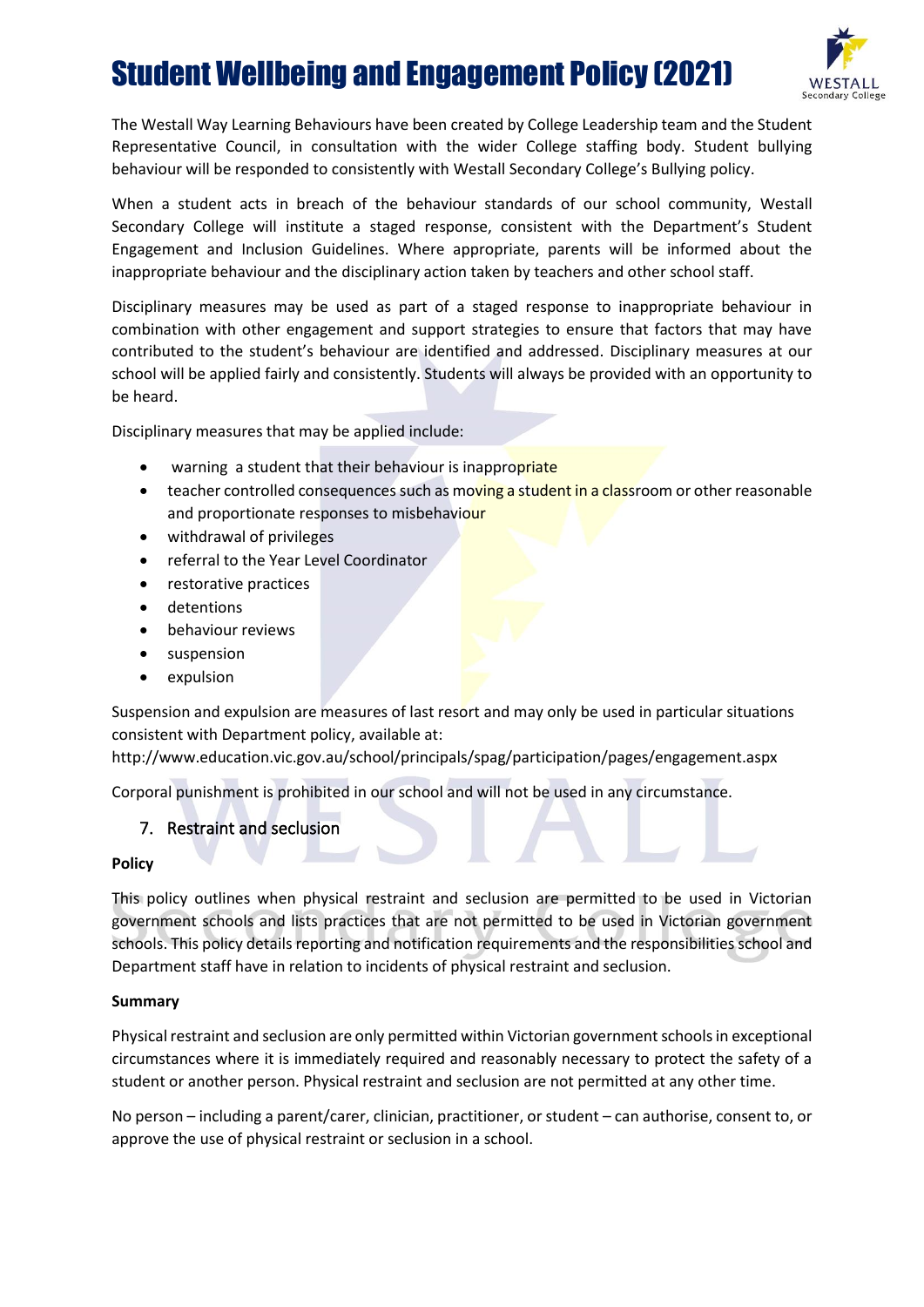The Westall Way Learning Behaviours have been created by College Leadership team and the Student Representative Council, in consultation with the wider College staffing body. Student bullying behaviour will be responded to consistently with Westall Secondary College's Bullying policy.

When a student acts in breach of the behaviour standards of our school community, Westall Secondary College will institute a staged response, consistent with the Department's Student Engagement and Inclusion Guidelines. Where appropriate, parents will be informed about the inappropriate behaviour and the disciplinary action taken by teachers and other school staff.

Disciplinary measures may be used as part of a staged response to inappropriate behaviour in combination with other engagement and support strategies to ensure that factors that may have contributed to the student's behaviour are identified and addressed. Disciplinary measures at our school will be applied fairly and consistently. Students will always be provided with an opportunity to be heard.

Disciplinary measures that may be applied include:

- warning a student that their behaviour is inappropriate
- teacher controlled consequences such as moving a student in a classroom or other reasonable and proportionate responses to misbehaviour
- withdrawal of privileges
- referral to the Year Level Coordinator
- restorative practices
- detentions
- behaviour reviews
- suspension
- expulsion

Suspension and expulsion are measures of last resort and may only be used in particular situations consistent with Department policy, available at:
http://www.education.vic.gov.au/school/principals/spag/participation/pages/engagement.aspx

Corporal punishment is prohibited in our school and will not be used in any circumstance.

## 7. Restraint and seclusion

**Policy**

This policy outlines when physical restraint and seclusion are permitted to be used in Victorian government schools and lists practices that are not permitted to be used in Victorian government schools. This policy details reporting and notification requirements and the responsibilities school and Department staff have in relation to incidents of physical restraint and seclusion.

**Summary**

Physical restraint and seclusion are only permitted within Victorian government schools in exceptional circumstances where it is immediately required and reasonably necessary to protect the safety of a student or another person. Physical restraint and seclusion are not permitted at any other time.

No person – including a parent/carer, clinician, practitioner, or student – can authorise, consent to, or approve the use of physical restraint or seclusion in a school.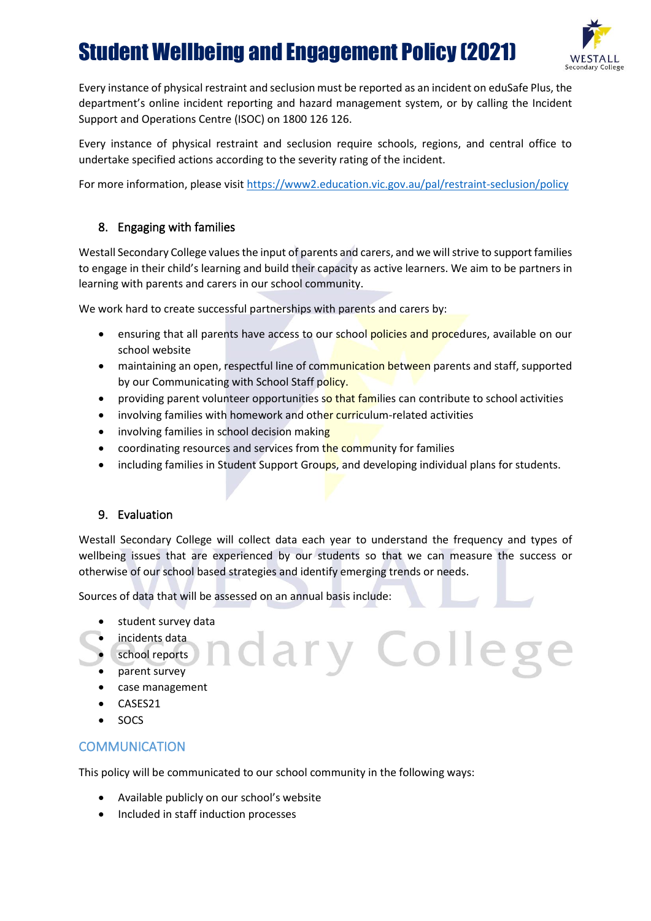Every instance of physical restraint and seclusion must be reported as an incident on eduSafe Plus, the department's online incident reporting and hazard management system, or by calling the Incident Support and Operations Centre (ISOC) on 1800 126 126.

Every instance of physical restraint and seclusion require schools, regions, and central office to undertake specified actions according to the severity rating of the incident.

For more information, please visit https://www2.education.vic.gov.au/pal/restraint-seclusion/policy

## 8. Engaging with families

Westall Secondary College values the input of parents and carers, and we will strive to support families to engage in their child's learning and build their capacity as active learners. We aim to be partners in learning with parents and carers in our school community.

We work hard to create successful partnerships with parents and carers by:

- ensuring that all parents have access to our school policies and procedures, available on our school website
- maintaining an open, respectful line of communication between parents and staff, supported by our Communicating with School Staff policy.
- providing parent volunteer opportunities so that families can contribute to school activities
- involving families with homework and other curriculum-related activities
- involving families in school decision making
- coordinating resources and services from the community for families
- including families in Student Support Groups, and developing individual plans for students.

## 9. Evaluation

Westall Secondary College will collect data each year to understand the frequency and types of wellbeing issues that are experienced by our students so that we can measure the success or otherwise of our school based strategies and identify emerging trends or needs.

Sources of data that will be assessed on an annual basis include:

- student survey data
- incidents data
- school reports
- parent survey
- case management
- CASES21
- SOCS

## COMMUNICATION

This policy will be communicated to our school community in the following ways:

- Available publicly on our school's website
- Included in staff induction processes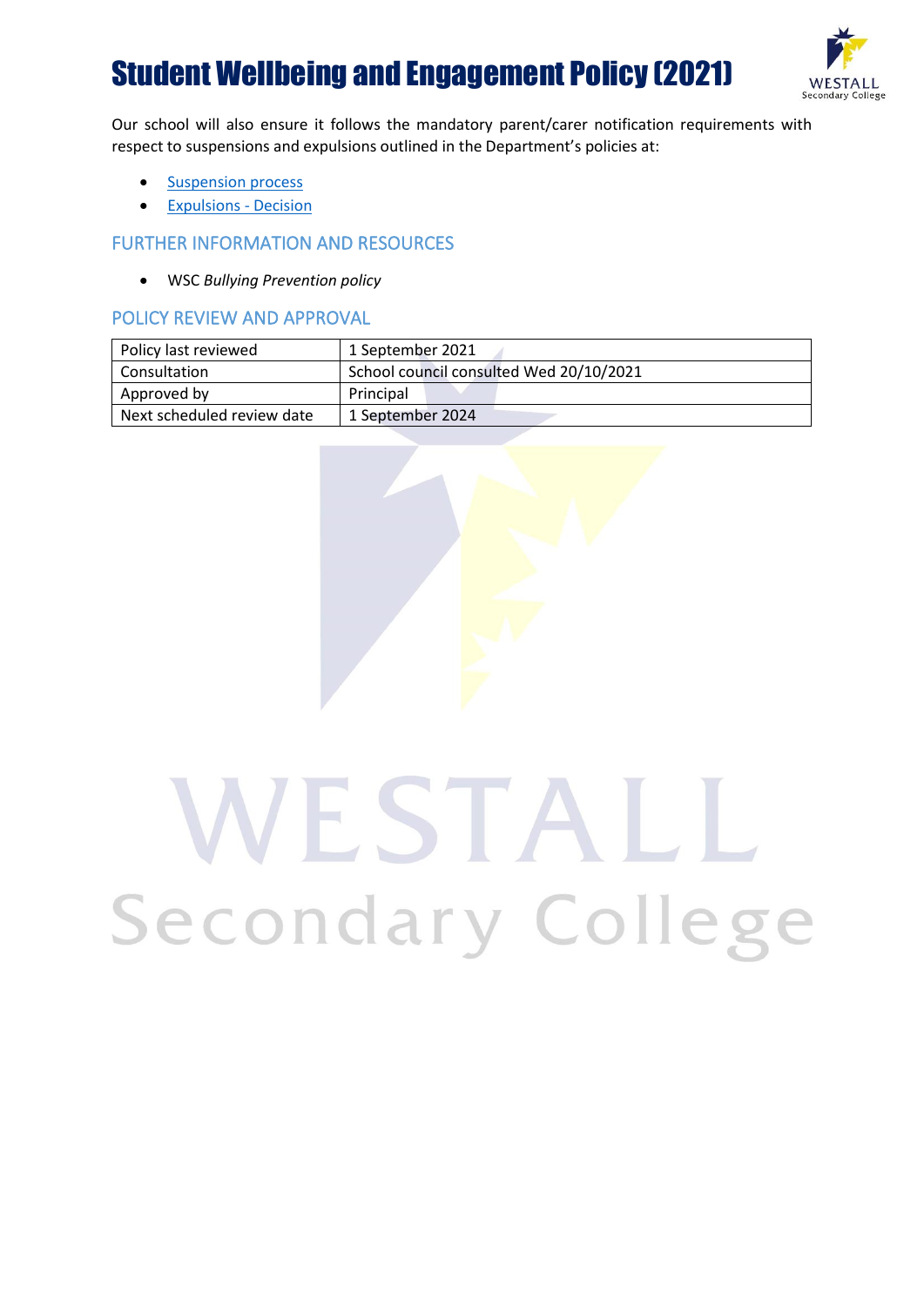Our school will also ensure it follows the mandatory parent/carer notification requirements with respect to suspensions and expulsions outlined in the Department's policies at:

- Suspension process
- Expulsions - Decision

## FURTHER INFORMATION AND RESOURCES

- WSC *Bullying Prevention policy*

## POLICY REVIEW AND APPROVAL

| | |
|---|---|
| Policy last reviewed | 1 September 2021 |
| Consultation | School council consulted Wed 20/10/2021 |
| Approved by | Principal |
| Next scheduled review date | 1 September 2024 |